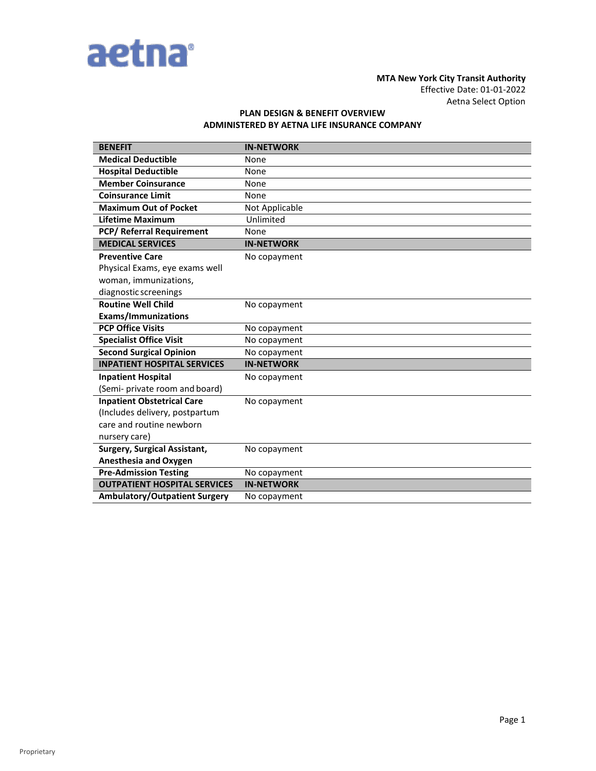aetna

**MTA New York City Transit Authority**
Effective Date: 01-01-2022
Aetna Select Option

## PLAN DESIGN & BENEFIT OVERVIEW
## ADMINISTERED BY AETNA LIFE INSURANCE COMPANY

| BENEFIT | IN-NETWORK |
|---|---|
| **Medical Deductible** | None |
| **Hospital Deductible** | None |
| **Member Coinsurance** | None |
| **Coinsurance Limit** | None |
| **Maximum Out of Pocket** | Not Applicable |
| **Lifetime Maximum** | Unlimited |
| **PCP/ Referral Requirement** | None |
| **MEDICAL SERVICES** | **IN-NETWORK** |
| **Preventive Care** Physical Exams, eye exams well woman, immunizations, diagnostic screenings | No copayment |
| **Routine Well Child Exams/Immunizations** | No copayment |
| **PCP Office Visits** | No copayment |
| **Specialist Office Visit** | No copayment |
| **Second Surgical Opinion** | No copayment |
| **INPATIENT HOSPITAL SERVICES** | **IN-NETWORK** |
| **Inpatient Hospital** (Semi- private room and board) | No copayment |
| **Inpatient Obstetrical Care** (Includes delivery, postpartum care and routine newborn nursery care) | No copayment |
| **Surgery, Surgical Assistant, Anesthesia and Oxygen** | No copayment |
| **Pre-Admission Testing** | No copayment |
| **OUTPATIENT HOSPITAL SERVICES** | **IN-NETWORK** |
| **Ambulatory/Outpatient Surgery** | No copayment |

Proprietary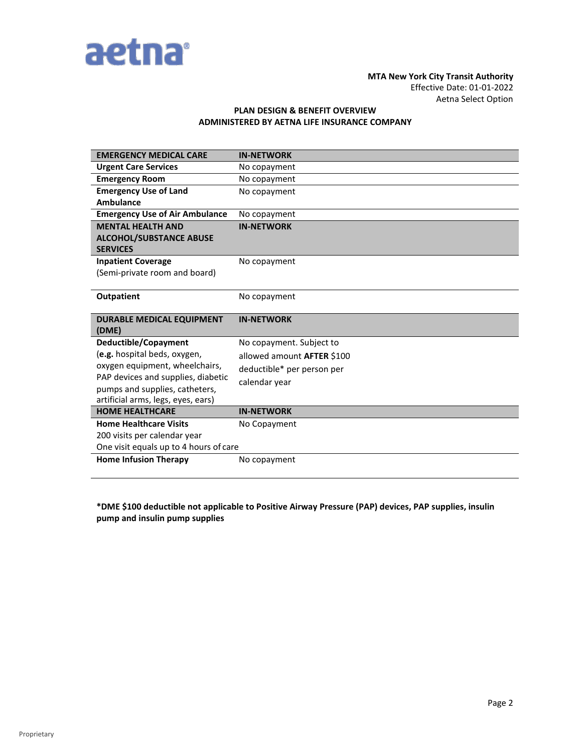**MTA New York City Transit Authority**
Effective Date: 01-01-2022
Aetna Select Option

## PLAN DESIGN & BENEFIT OVERVIEW
## ADMINISTERED BY AETNA LIFE INSURANCE COMPANY

| EMERGENCY MEDICAL CARE | IN-NETWORK |
|---|---|
| **Urgent Care Services** | No copayment |
| **Emergency Room** | No copayment |
| **Emergency Use of Land Ambulance** | No copayment |
| **Emergency Use of Air Ambulance** | No copayment |
| **MENTAL HEALTH AND ALCOHOL/SUBSTANCE ABUSE SERVICES** | **IN-NETWORK** |
| **Inpatient Coverage** (Semi-private room and board) | No copayment |
| **Outpatient** | No copayment |
| **DURABLE MEDICAL EQUIPMENT (DME)** | **IN-NETWORK** |
| **Deductible/Copayment** (**e.g.** hospital beds, oxygen, oxygen equipment, wheelchairs, PAP devices and supplies, diabetic pumps and supplies, catheters, artificial arms, legs, eyes, ears) | No copayment. Subject to allowed amount **AFTER** $100 deductible* per person per calendar year |
| **HOME HEALTHCARE** | **IN-NETWORK** |
| **Home Healthcare Visits** 200 visits per calendar year One visit equals up to 4 hours of care | No Copayment |
| **Home Infusion Therapy** | No copayment |

**\*DME $100 deductible not applicable to Positive Airway Pressure (PAP) devices, PAP supplies, insulin pump and insulin pump supplies**

Proprietary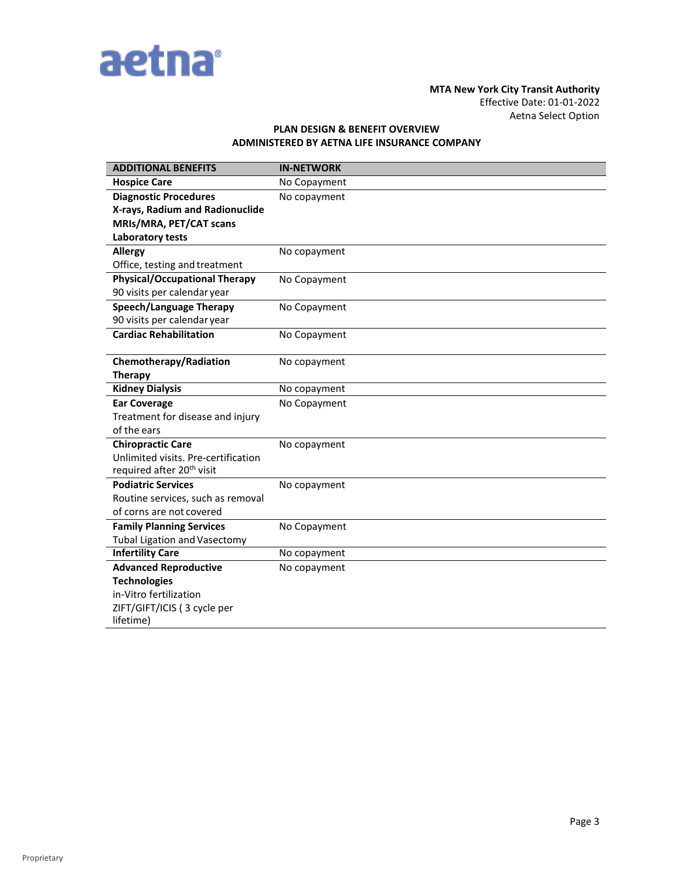**MTA New York City Transit Authority**
Effective Date: 01-01-2022
Aetna Select Option

**PLAN DESIGN & BENEFIT OVERVIEW**
**ADMINISTERED BY AETNA LIFE INSURANCE COMPANY**

| ADDITIONAL BENEFITS | IN-NETWORK |
| --- | --- |
| **Hospice Care** | No Copayment |
| **Diagnostic Procedures** **X-rays, Radium and Radionuclide** **MRIs/MRA, PET/CAT scans** **Laboratory tests** | No copayment |
| **Allergy** Office, testing and treatment | No copayment |
| **Physical/Occupational Therapy** 90 visits per calendar year | No Copayment |
| **Speech/Language Therapy** 90 visits per calendar year | No Copayment |
| **Cardiac Rehabilitation** | No Copayment |
| **Chemotherapy/Radiation Therapy** | No copayment |
| **Kidney Dialysis** | No copayment |
| **Ear Coverage** Treatment for disease and injury of the ears | No Copayment |
| **Chiropractic Care** Unlimited visits. Pre-certification required after 20th visit | No copayment |
| **Podiatric Services** Routine services, such as removal of corns are not covered | No copayment |
| **Family Planning Services** Tubal Ligation and Vasectomy | No Copayment |
| **Infertility Care** | No copayment |
| **Advanced Reproductive Technologies** in-Vitro fertilization ZIFT/GIFT/ICIS ( 3 cycle per lifetime) | No copayment |

Proprietary